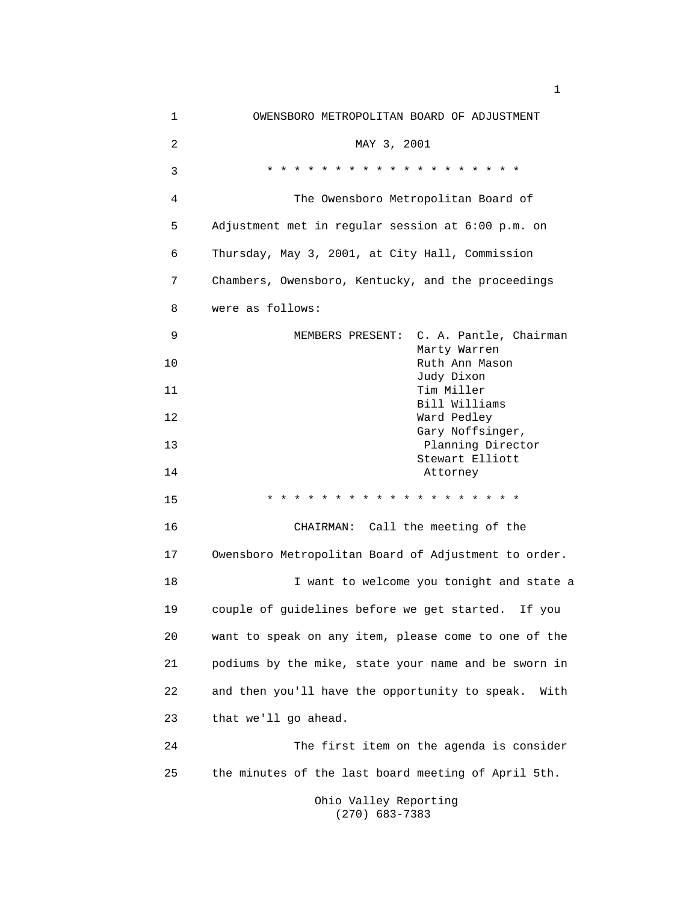OWENSBORO METROPOLITAN BOARD OF ADJUSTMENT

MAY 3, 2001

* * * * * * * * * * * * * * * * * * * *

The Owensboro Metropolitan Board of Adjustment met in regular session at 6:00 p.m. on Thursday, May 3, 2001, at City Hall, Commission Chambers, Owensboro, Kentucky, and the proceedings were as follows:

MEMBERS PRESENT: C. A. Pantle, Chairman
Marty Warren
Ruth Ann Mason
Judy Dixon
Tim Miller
Bill Williams
Ward Pedley
Gary Noffsinger, Planning Director
Stewart Elliott Attorney

* * * * * * * * * * * * * * * * * * * *

CHAIRMAN: Call the meeting of the Owensboro Metropolitan Board of Adjustment to order.

I want to welcome you tonight and state a couple of guidelines before we get started. If you want to speak on any item, please come to one of the podiums by the mike, state your name and be sworn in and then you'll have the opportunity to speak. With that we'll go ahead.

The first item on the agenda is consider the minutes of the last board meeting of April 5th.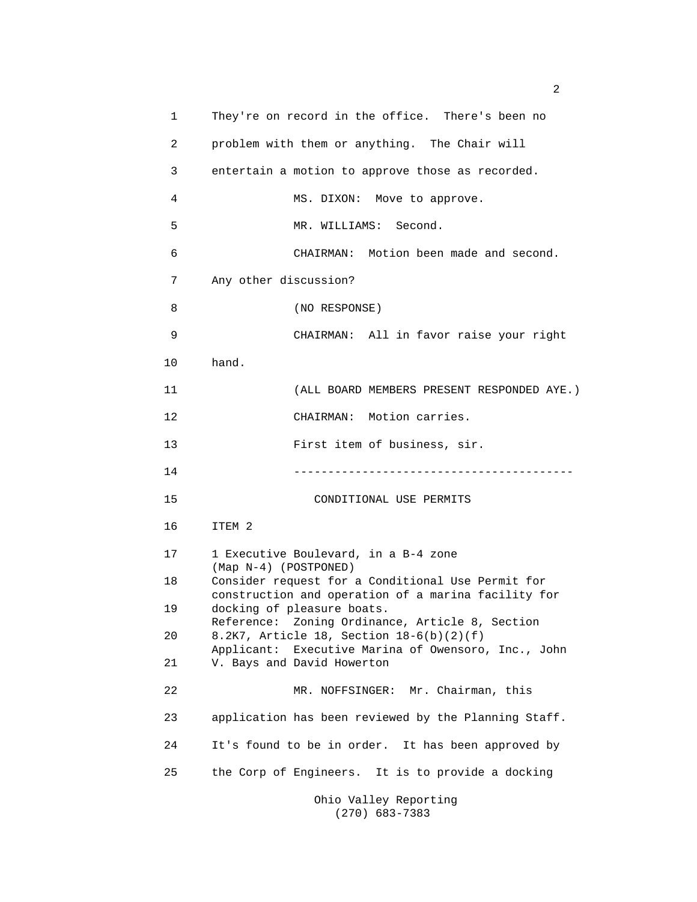They're on record in the office. There's been no problem with them or anything. The Chair will entertain a motion to approve those as recorded.

MS. DIXON: Move to approve.

MR. WILLIAMS: Second.

CHAIRMAN: Motion been made and second. Any other discussion?

(NO RESPONSE)

CHAIRMAN: All in favor raise your right hand.

(ALL BOARD MEMBERS PRESENT RESPONDED AYE.)

CHAIRMAN: Motion carries.

First item of business, sir.

---

CONDITIONAL USE PERMITS

ITEM 2

1 Executive Boulevard, in a B-4 zone
(Map N-4) (POSTPONED)
Consider request for a Conditional Use Permit for construction and operation of a marina facility for docking of pleasure boats.
Reference: Zoning Ordinance, Article 8, Section 8.2K7, Article 18, Section 18-6(b)(2)(f)
Applicant: Executive Marina of Owensoro, Inc., John V. Bays and David Howerton

MR. NOFFSINGER: Mr. Chairman, this application has been reviewed by the Planning Staff. It's found to be in order. It has been approved by the Corp of Engineers. It is to provide a docking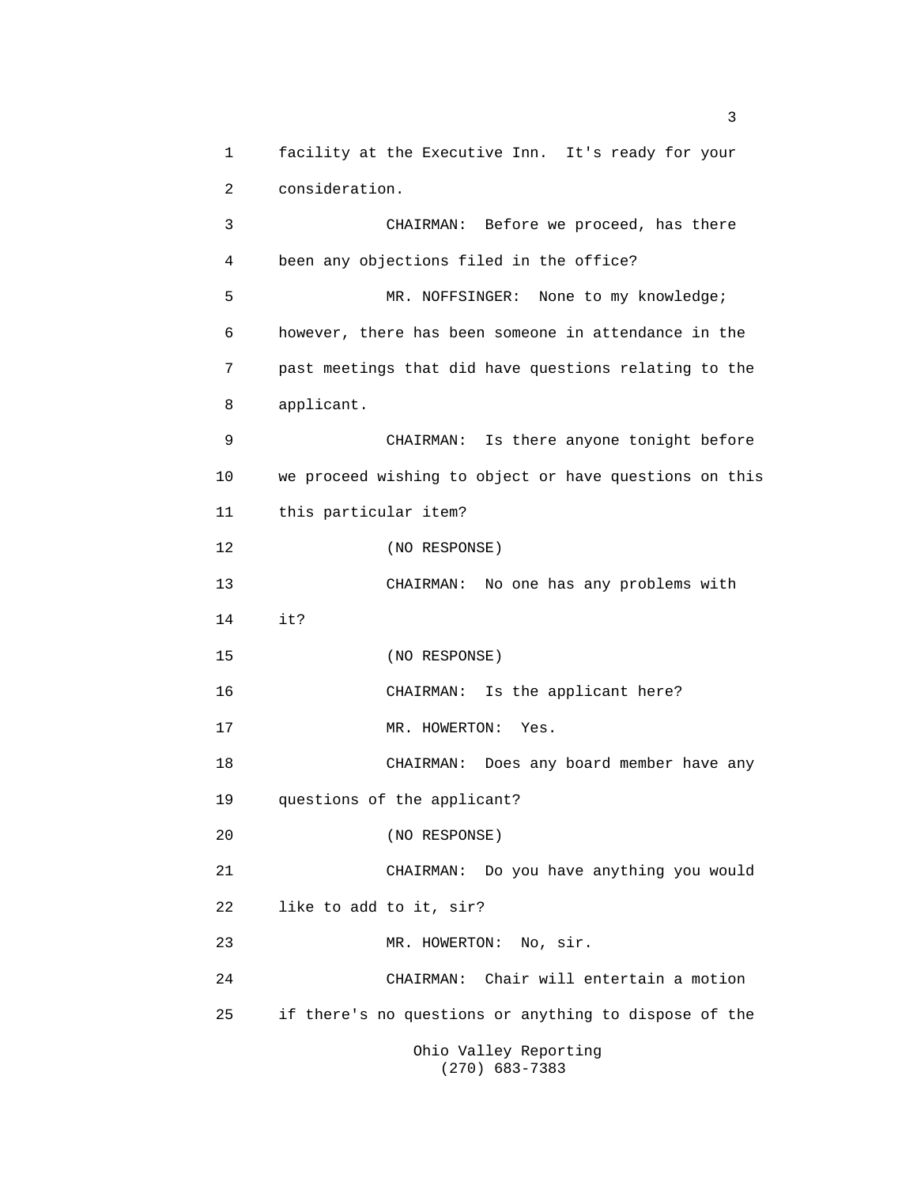facility at the Executive Inn. It's ready for your consideration.

CHAIRMAN: Before we proceed, has there been any objections filed in the office?

MR. NOFFSINGER: None to my knowledge; however, there has been someone in attendance in the past meetings that did have questions relating to the applicant.

CHAIRMAN: Is there anyone tonight before we proceed wishing to object or have questions on this this particular item?

(NO RESPONSE)

CHAIRMAN: No one has any problems with it?

(NO RESPONSE)

CHAIRMAN: Is the applicant here?

MR. HOWERTON: Yes.

CHAIRMAN: Does any board member have any questions of the applicant?

(NO RESPONSE)

CHAIRMAN: Do you have anything you would like to add to it, sir?

MR. HOWERTON: No, sir.

CHAIRMAN: Chair will entertain a motion if there's no questions or anything to dispose of the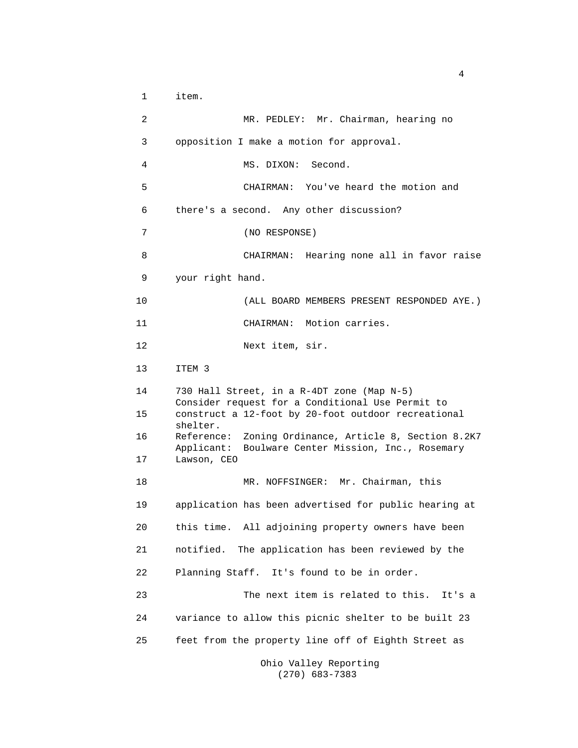item.

MR. PEDLEY: Mr. Chairman, hearing no opposition I make a motion for approval.

MS. DIXON: Second.

CHAIRMAN: You've heard the motion and there's a second. Any other discussion?

(NO RESPONSE)

CHAIRMAN: Hearing none all in favor raise your right hand.

(ALL BOARD MEMBERS PRESENT RESPONDED AYE.)

CHAIRMAN: Motion carries.

Next item, sir.

ITEM 3

730 Hall Street, in a R-4DT zone (Map N-5)
Consider request for a Conditional Use Permit to construct a 12-foot by 20-foot outdoor recreational shelter.
Reference: Zoning Ordinance, Article 8, Section 8.2K7
Applicant: Boulware Center Mission, Inc., Rosemary Lawson, CEO

MR. NOFFSINGER: Mr. Chairman, this application has been advertised for public hearing at this time. All adjoining property owners have been notified. The application has been reviewed by the Planning Staff. It's found to be in order.

The next item is related to this. It's a variance to allow this picnic shelter to be built 23 feet from the property line off of Eighth Street as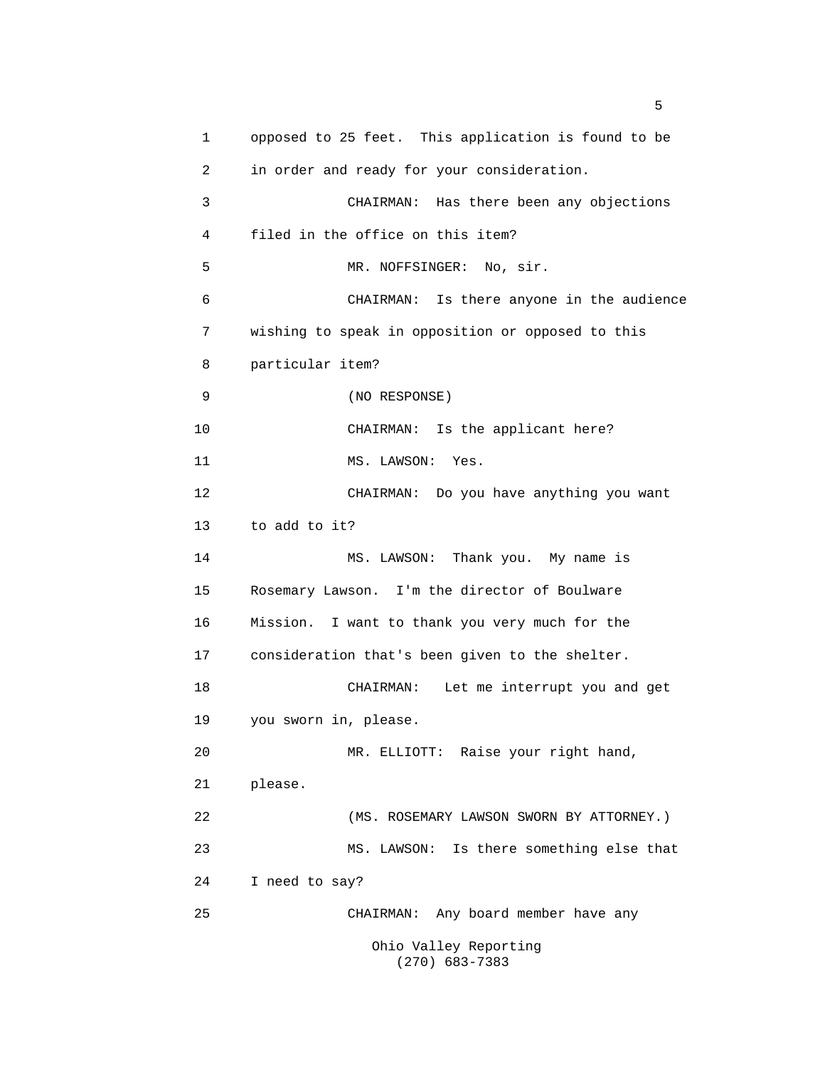opposed to 25 feet. This application is found to be in order and ready for your consideration.

CHAIRMAN: Has there been any objections filed in the office on this item?

MR. NOFFSINGER: No, sir.

CHAIRMAN: Is there anyone in the audience wishing to speak in opposition or opposed to this particular item?

(NO RESPONSE)

CHAIRMAN: Is the applicant here?

MS. LAWSON: Yes.

CHAIRMAN: Do you have anything you want to add to it?

MS. LAWSON: Thank you. My name is Rosemary Lawson. I'm the director of Boulware Mission. I want to thank you very much for the consideration that's been given to the shelter.

CHAIRMAN: Let me interrupt you and get you sworn in, please.

MR. ELLIOTT: Raise your right hand, please.

(MS. ROSEMARY LAWSON SWORN BY ATTORNEY.)

MS. LAWSON: Is there something else that I need to say?

CHAIRMAN: Any board member have any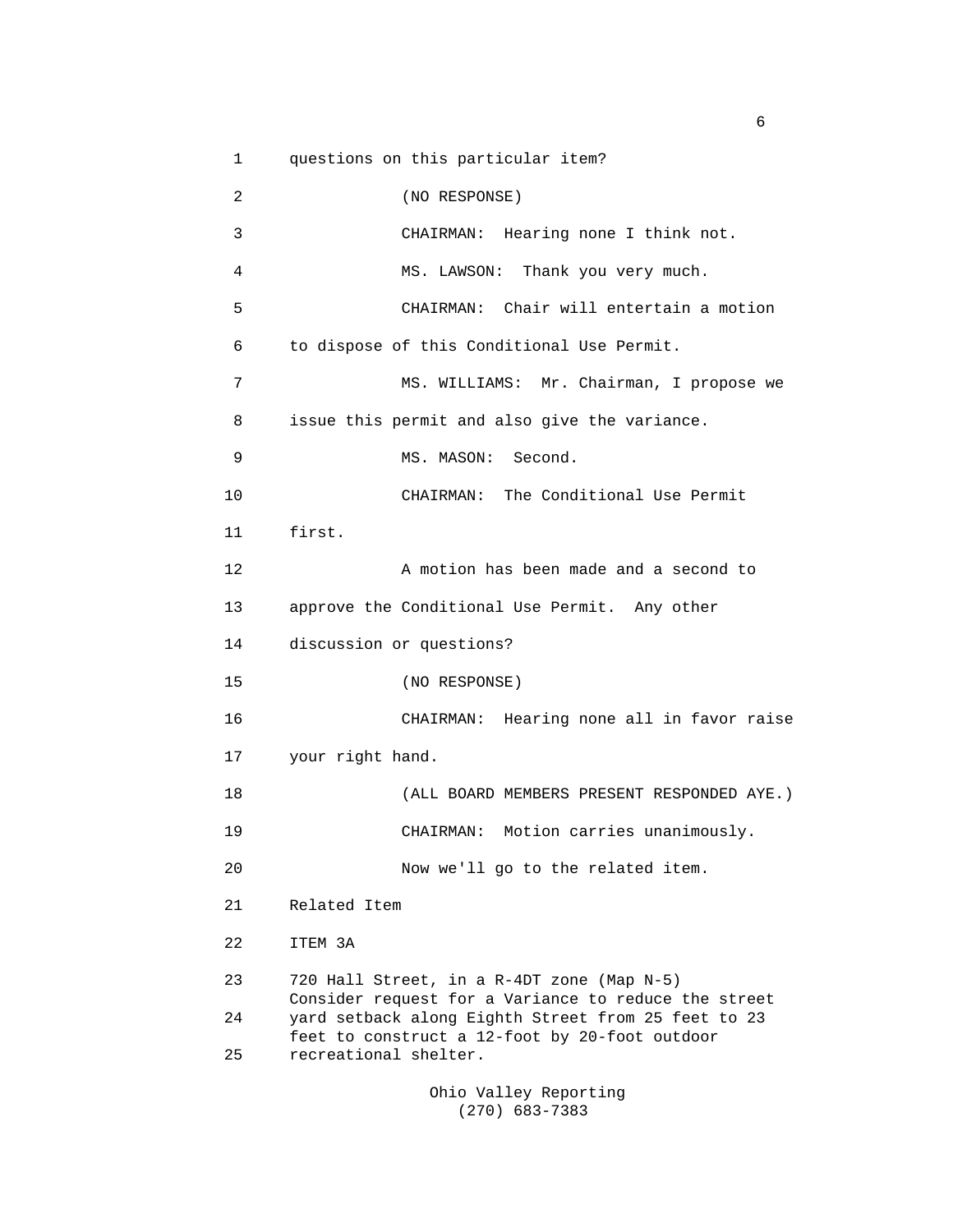1 questions on this particular item?

2 (NO RESPONSE)

3 CHAIRMAN: Hearing none I think not.

4 MS. LAWSON: Thank you very much.

5 CHAIRMAN: Chair will entertain a motion

6 to dispose of this Conditional Use Permit.

7 MS. WILLIAMS: Mr. Chairman, I propose we

8 issue this permit and also give the variance.

9 MS. MASON: Second.

10 CHAIRMAN: The Conditional Use Permit

11 first.

12 A motion has been made and a second to

13 approve the Conditional Use Permit. Any other

14 discussion or questions?

15 (NO RESPONSE)

16 CHAIRMAN: Hearing none all in favor raise

17 your right hand.

18 (ALL BOARD MEMBERS PRESENT RESPONDED AYE.)

19 CHAIRMAN: Motion carries unanimously.

20 Now we'll go to the related item.

21 Related Item

22 ITEM 3A

23 720 Hall Street, in a R-4DT zone (Map N-5)
Consider request for a Variance to reduce the street
24 yard setback along Eighth Street from 25 feet to 23
feet to construct a 12-foot by 20-foot outdoor
25 recreational shelter.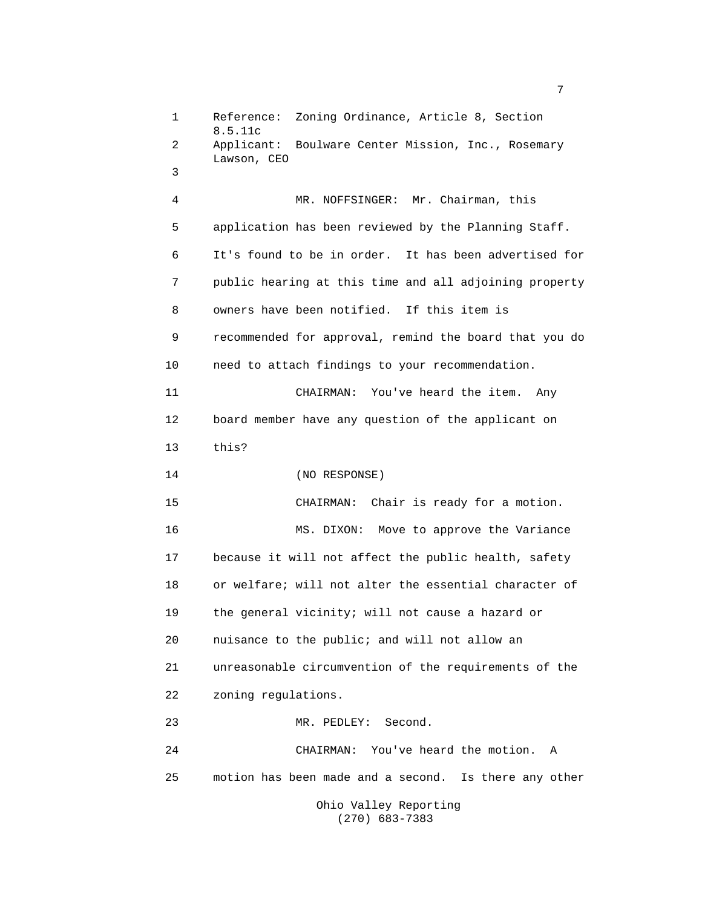Reference: Zoning Ordinance, Article 8, Section 8.5.11c

Applicant: Boulware Center Mission, Inc., Rosemary Lawson, CEO

MR. NOFFSINGER: Mr. Chairman, this application has been reviewed by the Planning Staff. It's found to be in order. It has been advertised for public hearing at this time and all adjoining property owners have been notified. If this item is recommended for approval, remind the board that you do need to attach findings to your recommendation.

CHAIRMAN: You've heard the item. Any board member have any question of the applicant on this?

(NO RESPONSE)

CHAIRMAN: Chair is ready for a motion.

MS. DIXON: Move to approve the Variance because it will not affect the public health, safety or welfare; will not alter the essential character of the general vicinity; will not cause a hazard or nuisance to the public; and will not allow an unreasonable circumvention of the requirements of the zoning regulations.

MR. PEDLEY: Second.

CHAIRMAN: You've heard the motion. A motion has been made and a second. Is there any other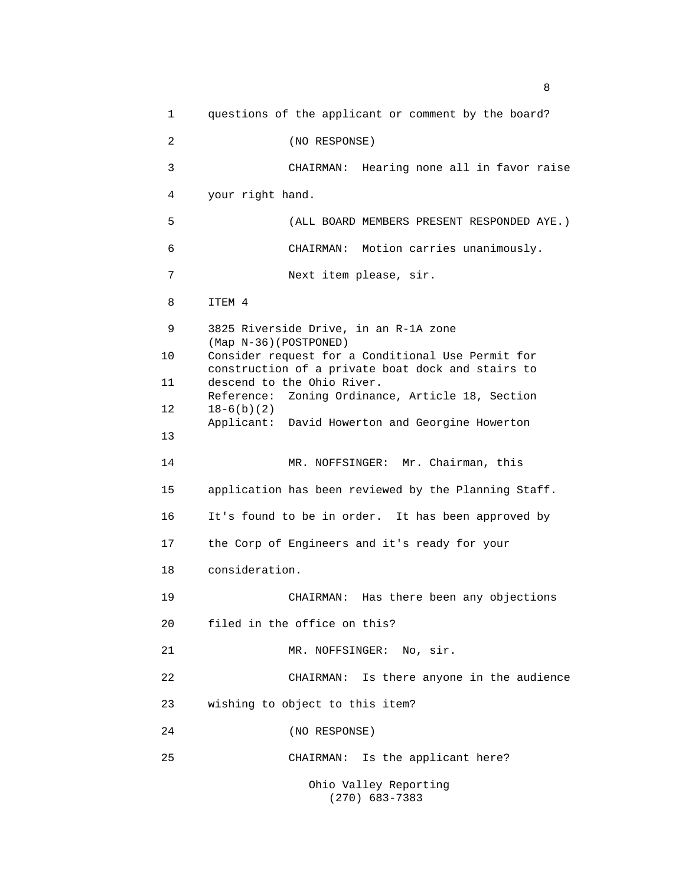1 questions of the applicant or comment by the board?

2 (NO RESPONSE)

3 CHAIRMAN: Hearing none all in favor raise

4 your right hand.

5 (ALL BOARD MEMBERS PRESENT RESPONDED AYE.)

6 CHAIRMAN: Motion carries unanimously.

7 Next item please, sir.

8 ITEM 4

9 3825 Riverside Drive, in an R-1A zone
(Map N-36)(POSTPONED)

10 Consider request for a Conditional Use Permit for
construction of a private boat dock and stairs to

11 descend to the Ohio River.
Reference: Zoning Ordinance, Article 18, Section

12 18-6(b)(2)
Applicant: David Howerton and Georgine Howerton

13

14 MR. NOFFSINGER: Mr. Chairman, this

15 application has been reviewed by the Planning Staff.

16 It's found to be in order. It has been approved by

17 the Corp of Engineers and it's ready for your

18 consideration.

19 CHAIRMAN: Has there been any objections

20 filed in the office on this?

21 MR. NOFFSINGER: No, sir.

22 CHAIRMAN: Is there anyone in the audience

23 wishing to object to this item?

24 (NO RESPONSE)

25 CHAIRMAN: Is the applicant here?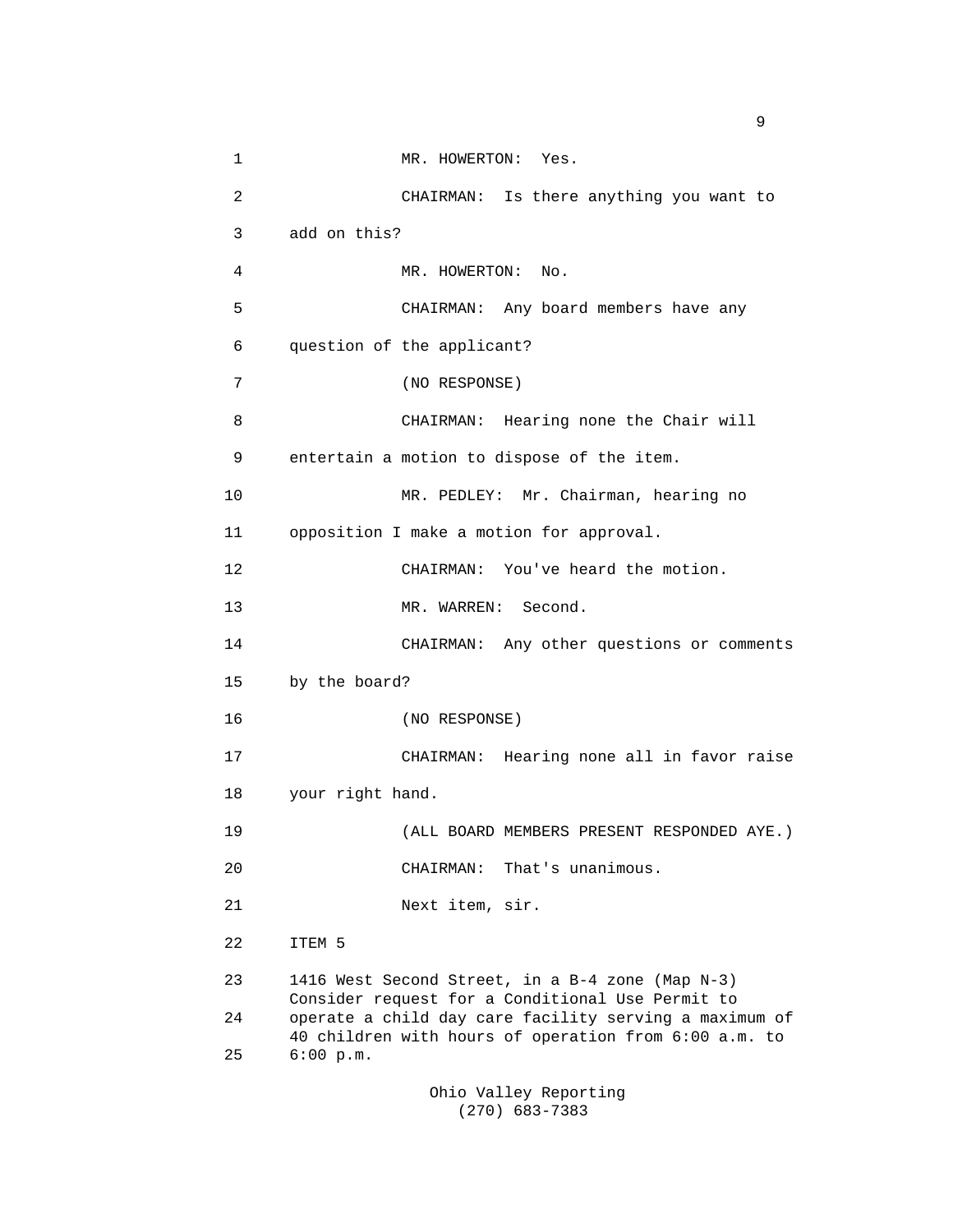MR. HOWERTON: Yes.

CHAIRMAN: Is there anything you want to add on this?

MR. HOWERTON: No.

CHAIRMAN: Any board members have any question of the applicant?

(NO RESPONSE)

CHAIRMAN: Hearing none the Chair will entertain a motion to dispose of the item.

MR. PEDLEY: Mr. Chairman, hearing no opposition I make a motion for approval.

CHAIRMAN: You've heard the motion.

MR. WARREN: Second.

CHAIRMAN: Any other questions or comments by the board?

(NO RESPONSE)

CHAIRMAN: Hearing none all in favor raise your right hand.

(ALL BOARD MEMBERS PRESENT RESPONDED AYE.)

CHAIRMAN: That's unanimous.

Next item, sir.

ITEM 5

1416 West Second Street, in a B-4 zone (Map N-3)
Consider request for a Conditional Use Permit to operate a child day care facility serving a maximum of 40 children with hours of operation from 6:00 a.m. to 6:00 p.m.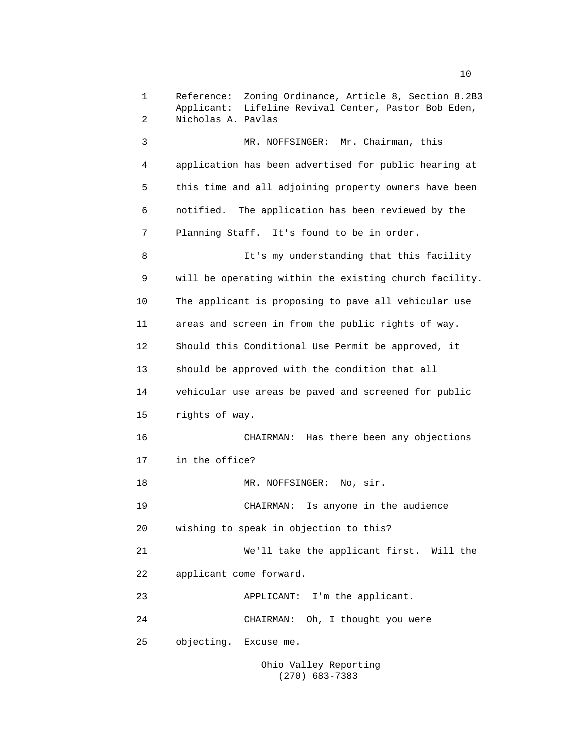Reference: Zoning Ordinance, Article 8, Section 8.2B3
Applicant: Lifeline Revival Center, Pastor Bob Eden, Nicholas A. Pavlas

MR. NOFFSINGER: Mr. Chairman, this application has been advertised for public hearing at this time and all adjoining property owners have been notified. The application has been reviewed by the Planning Staff. It's found to be in order.

It's my understanding that this facility will be operating within the existing church facility. The applicant is proposing to pave all vehicular use areas and screen in from the public rights of way. Should this Conditional Use Permit be approved, it should be approved with the condition that all vehicular use areas be paved and screened for public rights of way.

CHAIRMAN: Has there been any objections in the office?

MR. NOFFSINGER: No, sir.

CHAIRMAN: Is anyone in the audience wishing to speak in objection to this?

We'll take the applicant first. Will the applicant come forward.

APPLICANT: I'm the applicant.

CHAIRMAN: Oh, I thought you were objecting. Excuse me.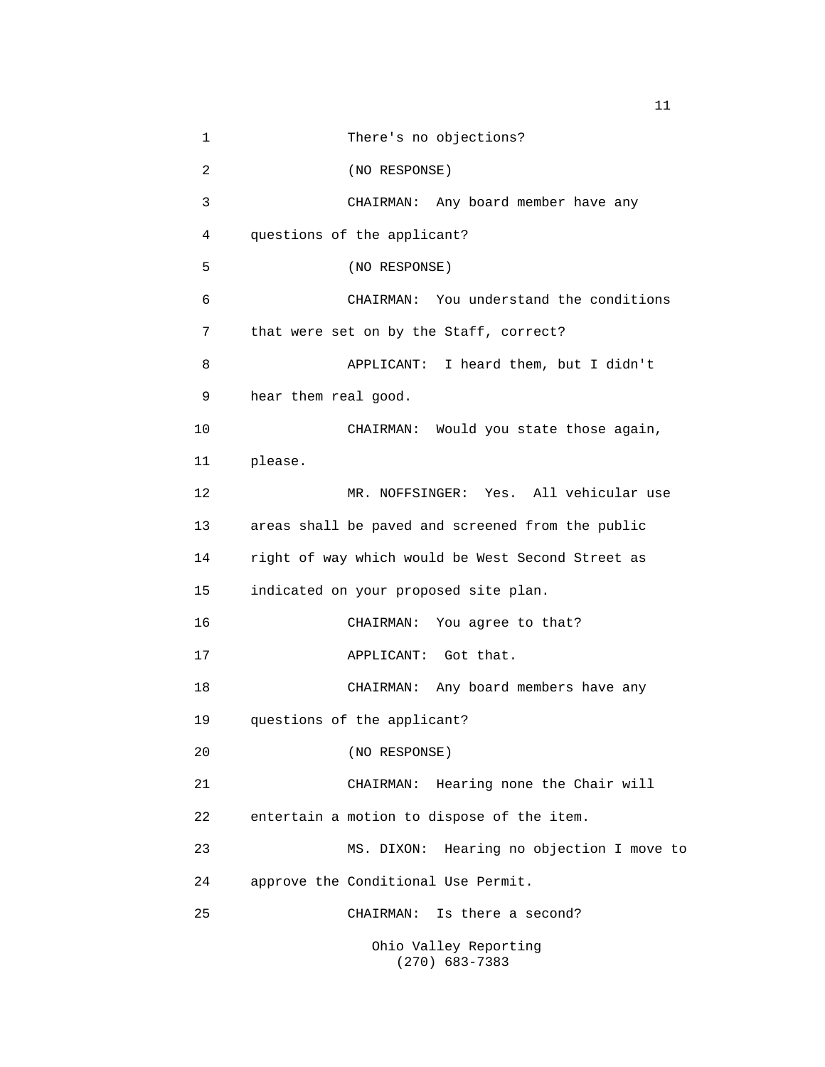1 There's no objections?

2 (NO RESPONSE)

3 CHAIRMAN: Any board member have any

4 questions of the applicant?

5 (NO RESPONSE)

6 CHAIRMAN: You understand the conditions

7 that were set on by the Staff, correct?

8 APPLICANT: I heard them, but I didn't

9 hear them real good.

10 CHAIRMAN: Would you state those again,

11 please.

12 MR. NOFFSINGER: Yes. All vehicular use

13 areas shall be paved and screened from the public

14 right of way which would be West Second Street as

15 indicated on your proposed site plan.

16 CHAIRMAN: You agree to that?

17 APPLICANT: Got that.

18 CHAIRMAN: Any board members have any

19 questions of the applicant?

20 (NO RESPONSE)

21 CHAIRMAN: Hearing none the Chair will

22 entertain a motion to dispose of the item.

23 MS. DIXON: Hearing no objection I move to

24 approve the Conditional Use Permit.

25 CHAIRMAN: Is there a second?

Ohio Valley Reporting
(270) 683-7383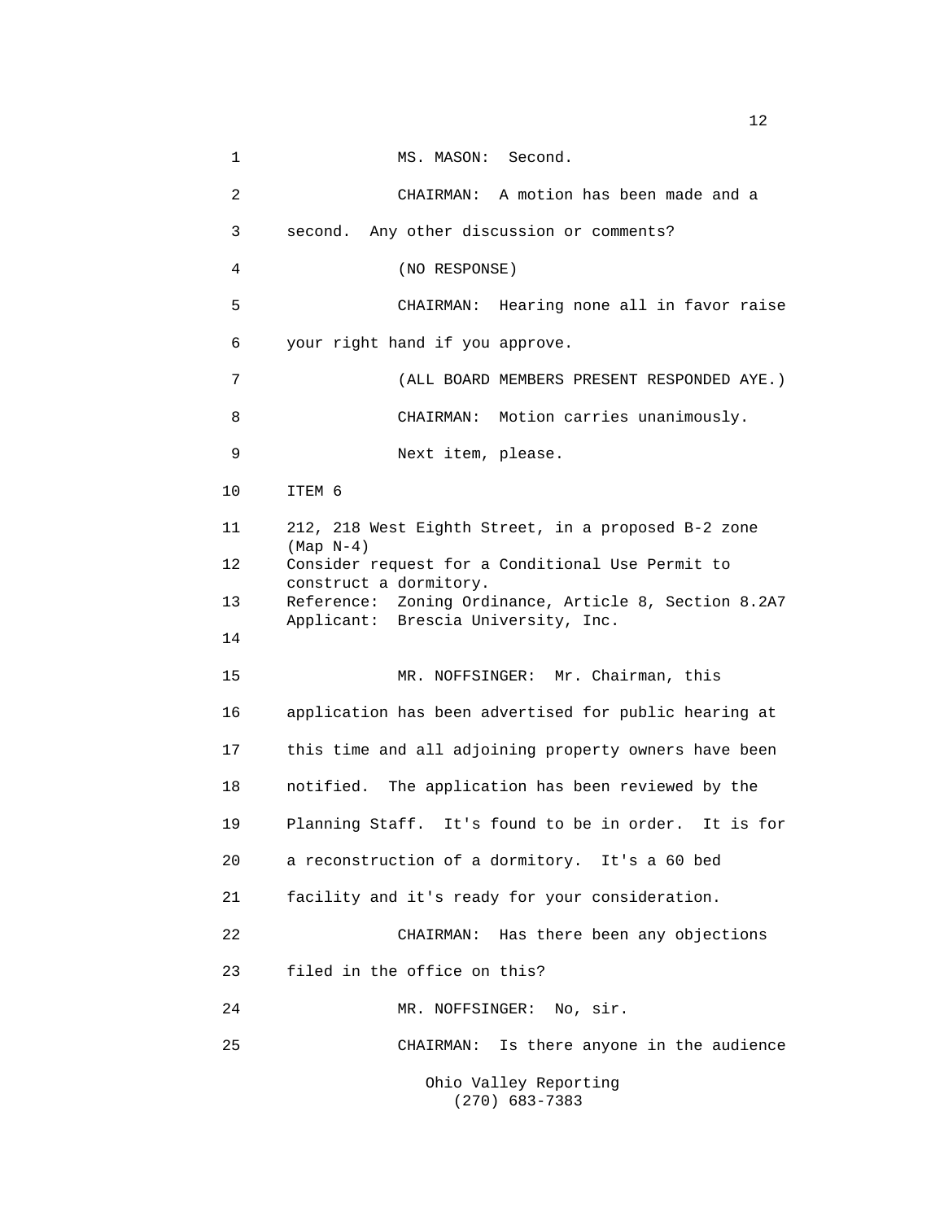1 MS. MASON: Second.

2 CHAIRMAN: A motion has been made and a

3 second. Any other discussion or comments?

4 (NO RESPONSE)

5 CHAIRMAN: Hearing none all in favor raise

6 your right hand if you approve.

7 (ALL BOARD MEMBERS PRESENT RESPONDED AYE.)

8 CHAIRMAN: Motion carries unanimously.

9 Next item, please.

10 ITEM 6

11 212, 218 West Eighth Street, in a proposed B-2 zone (Map N-4)

12 Consider request for a Conditional Use Permit to construct a dormitory.

13 Reference: Zoning Ordinance, Article 8, Section 8.2A7
Applicant: Brescia University, Inc.

14

15 MR. NOFFSINGER: Mr. Chairman, this

16 application has been advertised for public hearing at

17 this time and all adjoining property owners have been

18 notified. The application has been reviewed by the

19 Planning Staff. It's found to be in order. It is for

20 a reconstruction of a dormitory. It's a 60 bed

21 facility and it's ready for your consideration.

22 CHAIRMAN: Has there been any objections

23 filed in the office on this?

24 MR. NOFFSINGER: No, sir.

25 CHAIRMAN: Is there anyone in the audience

Ohio Valley Reporting
(270) 683-7383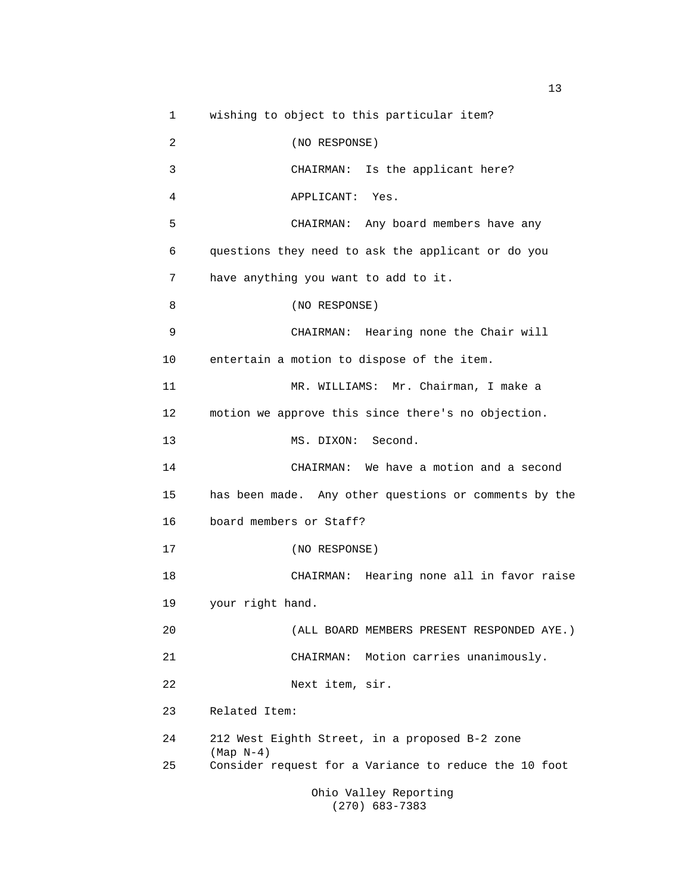1 wishing to object to this particular item?

2 (NO RESPONSE)

3 CHAIRMAN: Is the applicant here?

4 APPLICANT: Yes.

5 CHAIRMAN: Any board members have any

6 questions they need to ask the applicant or do you

7 have anything you want to add to it.

8 (NO RESPONSE)

9 CHAIRMAN: Hearing none the Chair will

10 entertain a motion to dispose of the item.

11 MR. WILLIAMS: Mr. Chairman, I make a

12 motion we approve this since there's no objection.

13 MS. DIXON: Second.

14 CHAIRMAN: We have a motion and a second

15 has been made. Any other questions or comments by the

16 board members or Staff?

17 (NO RESPONSE)

18 CHAIRMAN: Hearing none all in favor raise

19 your right hand.

20 (ALL BOARD MEMBERS PRESENT RESPONDED AYE.)

21 CHAIRMAN: Motion carries unanimously.

22 Next item, sir.

23 Related Item:

24 212 West Eighth Street, in a proposed B-2 zone (Map N-4)

25 Consider request for a Variance to reduce the 10 foot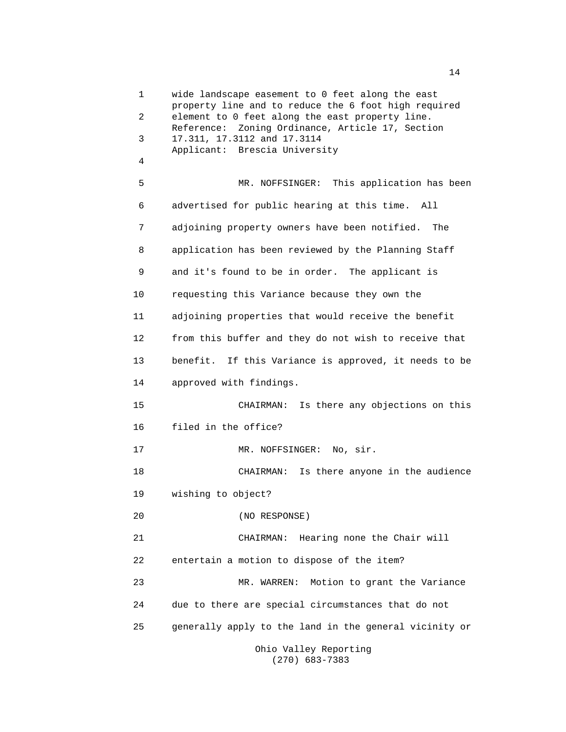wide landscape easement to 0 feet along the east property line and to reduce the 6 foot high required element to 0 feet along the east property line.
Reference: Zoning Ordinance, Article 17, Section 17.311, 17.3112 and 17.3114
Applicant: Brescia University

MR. NOFFSINGER: This application has been advertised for public hearing at this time. All adjoining property owners have been notified. The application has been reviewed by the Planning Staff and it's found to be in order. The applicant is requesting this Variance because they own the adjoining properties that would receive the benefit from this buffer and they do not wish to receive that benefit. If this Variance is approved, it needs to be approved with findings.

CHAIRMAN: Is there any objections on this filed in the office?

MR. NOFFSINGER: No, sir.

CHAIRMAN: Is there anyone in the audience wishing to object?

(NO RESPONSE)

CHAIRMAN: Hearing none the Chair will entertain a motion to dispose of the item?

MR. WARREN: Motion to grant the Variance due to there are special circumstances that do not generally apply to the land in the general vicinity or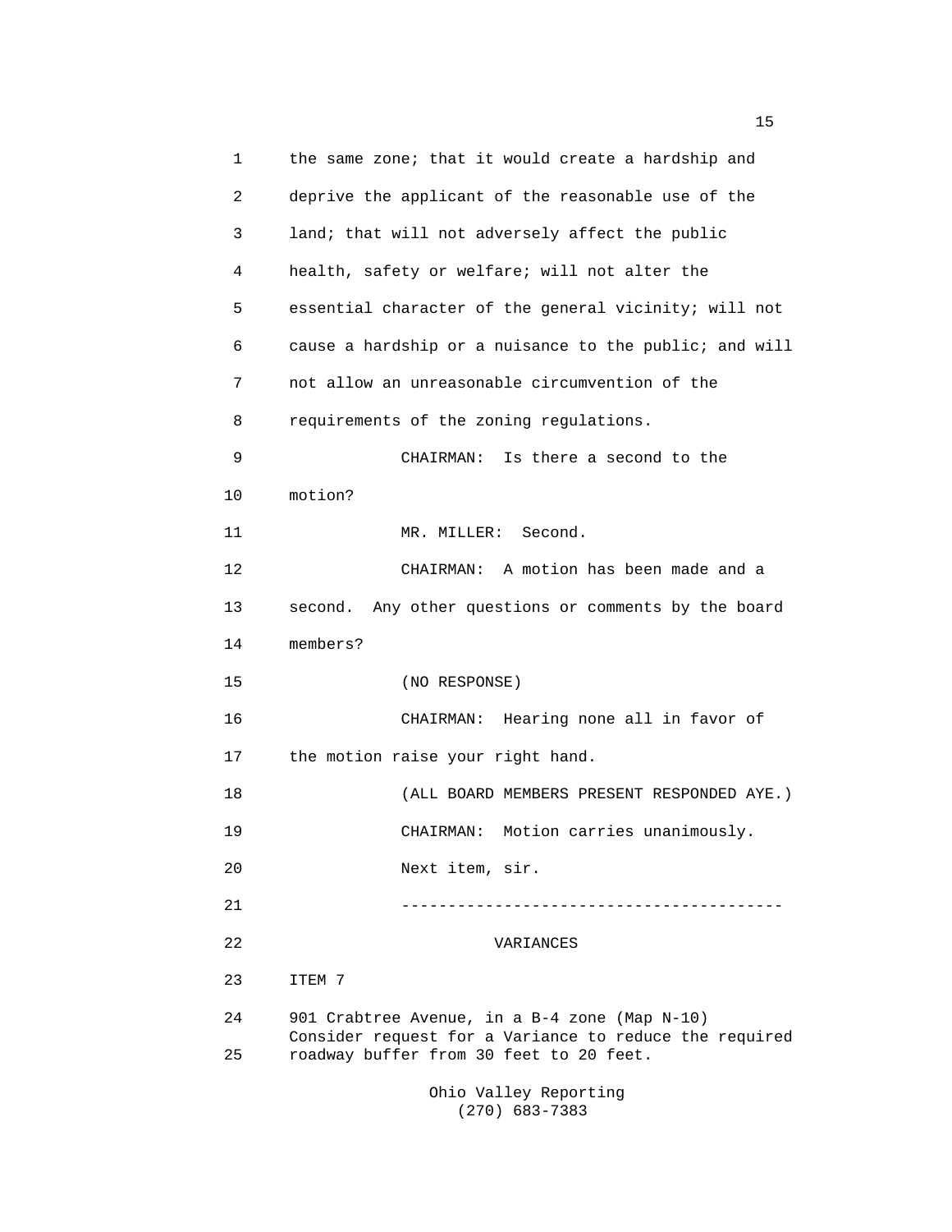1 the same zone; that it would create a hardship and
2 deprive the applicant of the reasonable use of the
3 land; that will not adversely affect the public
4 health, safety or welfare; will not alter the
5 essential character of the general vicinity; will not
6 cause a hardship or a nuisance to the public; and will
7 not allow an unreasonable circumvention of the
8 requirements of the zoning regulations.

9 CHAIRMAN: Is there a second to the
10 motion?

11 MR. MILLER: Second.

12 CHAIRMAN: A motion has been made and a
13 second. Any other questions or comments by the board
14 members?

15 (NO RESPONSE)

16 CHAIRMAN: Hearing none all in favor of
17 the motion raise your right hand.

18 (ALL BOARD MEMBERS PRESENT RESPONDED AYE.)

19 CHAIRMAN: Motion carries unanimously.
20 Next item, sir.

21 ----------------------------------------

22 VARIANCES

23 ITEM 7

24 901 Crabtree Avenue, in a B-4 zone (Map N-10)
Consider request for a Variance to reduce the required
25 roadway buffer from 30 feet to 20 feet.

Ohio Valley Reporting
(270) 683-7383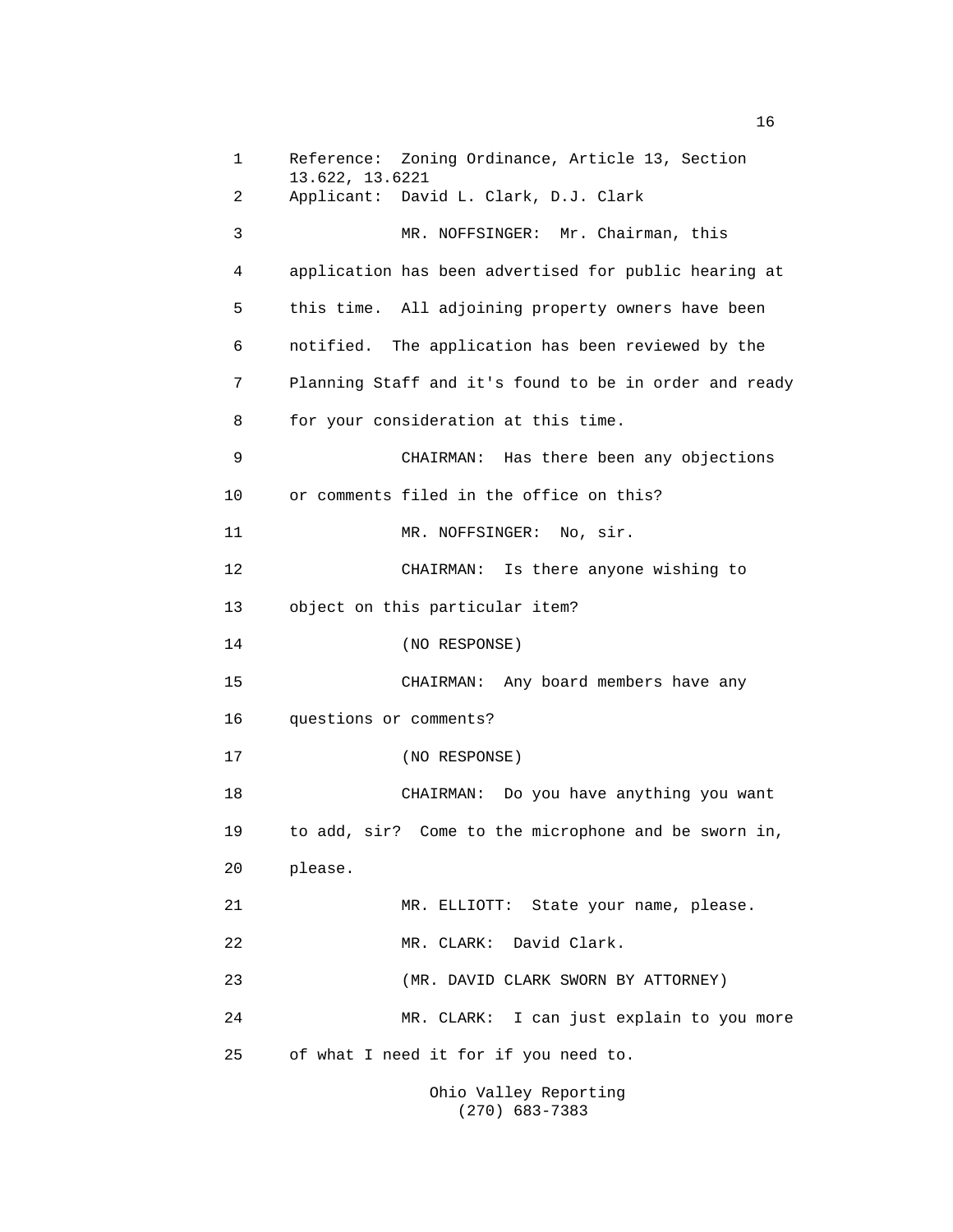1 Reference: Zoning Ordinance, Article 13, Section 13.622, 13.6221

2 Applicant: David L. Clark, D.J. Clark

3 MR. NOFFSINGER: Mr. Chairman, this

4 application has been advertised for public hearing at

5 this time. All adjoining property owners have been

6 notified. The application has been reviewed by the

7 Planning Staff and it's found to be in order and ready

8 for your consideration at this time.

9 CHAIRMAN: Has there been any objections

10 or comments filed in the office on this?

11 MR. NOFFSINGER: No, sir.

12 CHAIRMAN: Is there anyone wishing to

13 object on this particular item?

14 (NO RESPONSE)

15 CHAIRMAN: Any board members have any

16 questions or comments?

17 (NO RESPONSE)

18 CHAIRMAN: Do you have anything you want

19 to add, sir? Come to the microphone and be sworn in,

20 please.

21 MR. ELLIOTT: State your name, please.

22 MR. CLARK: David Clark.

23 (MR. DAVID CLARK SWORN BY ATTORNEY)

24 MR. CLARK: I can just explain to you more

25 of what I need it for if you need to.

Ohio Valley Reporting
(270) 683-7383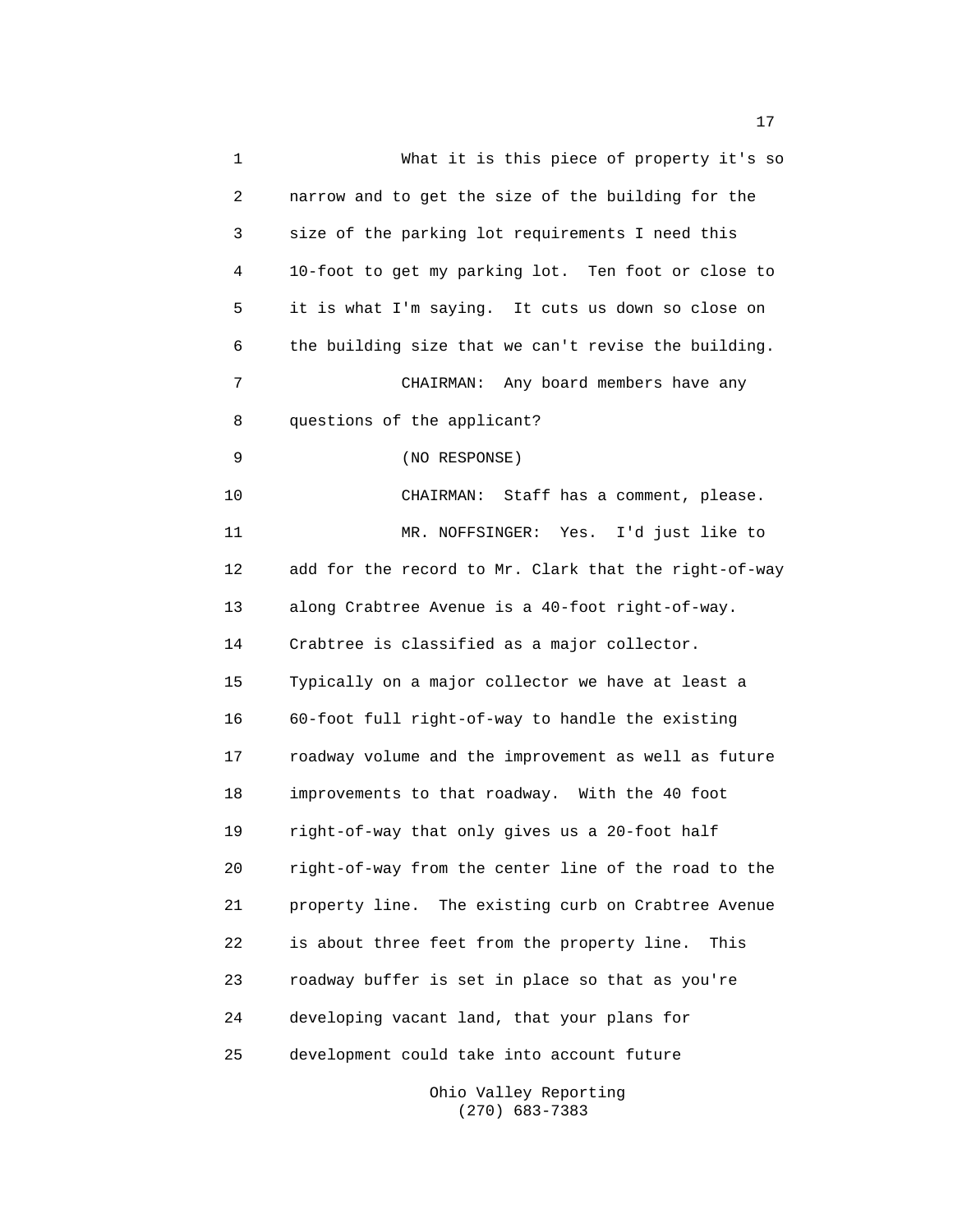What it is this piece of property it's so narrow and to get the size of the building for the size of the parking lot requirements I need this 10-foot to get my parking lot. Ten foot or close to it is what I'm saying. It cuts us down so close on the building size that we can't revise the building.

CHAIRMAN: Any board members have any questions of the applicant?

(NO RESPONSE)

CHAIRMAN: Staff has a comment, please.

MR. NOFFSINGER: Yes. I'd just like to add for the record to Mr. Clark that the right-of-way along Crabtree Avenue is a 40-foot right-of-way. Crabtree is classified as a major collector. Typically on a major collector we have at least a 60-foot full right-of-way to handle the existing roadway volume and the improvement as well as future improvements to that roadway. With the 40 foot right-of-way that only gives us a 20-foot half right-of-way from the center line of the road to the property line. The existing curb on Crabtree Avenue is about three feet from the property line. This roadway buffer is set in place so that as you're developing vacant land, that your plans for development could take into account future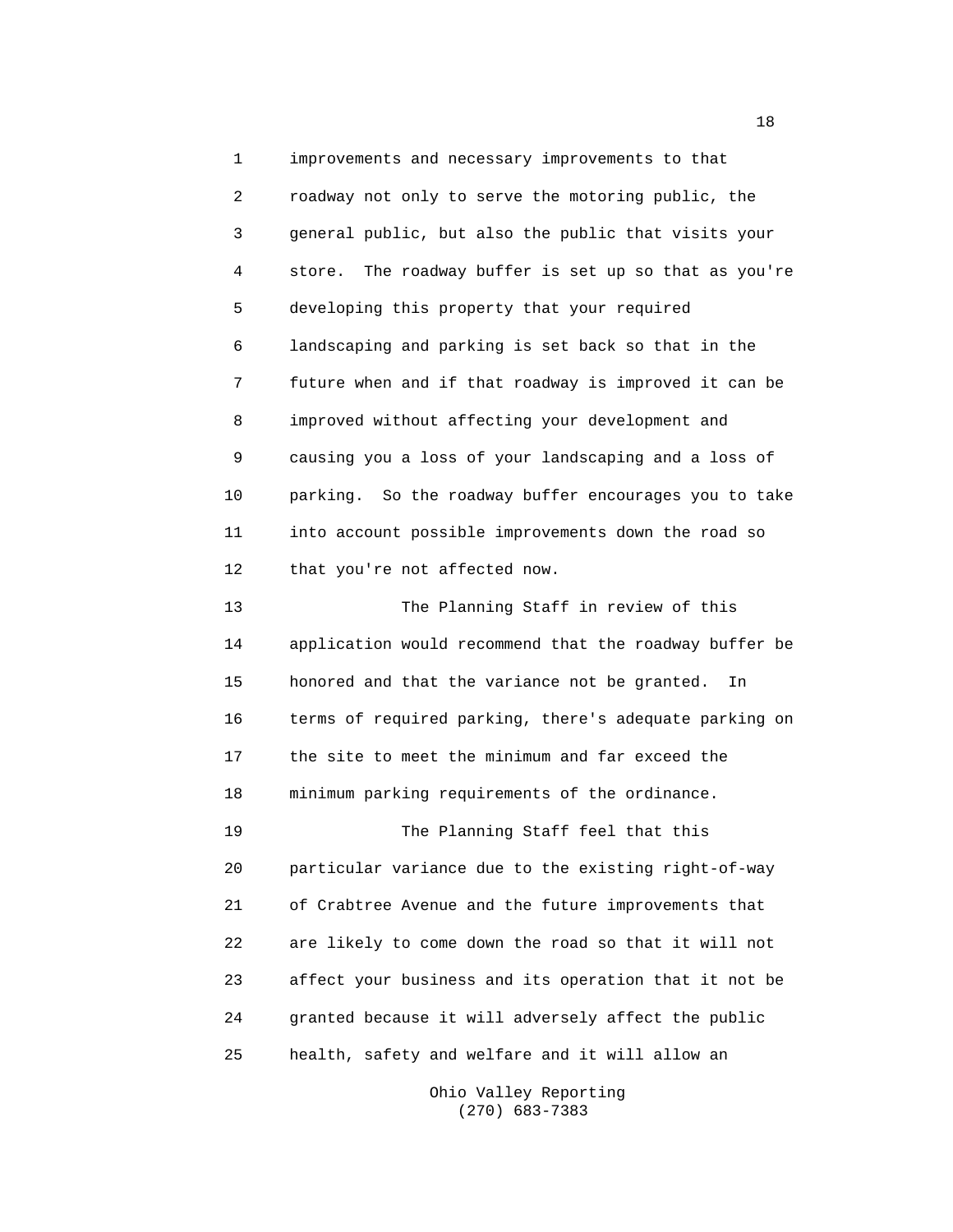improvements and necessary improvements to that roadway not only to serve the motoring public, the general public, but also the public that visits your store. The roadway buffer is set up so that as you're developing this property that your required landscaping and parking is set back so that in the future when and if that roadway is improved it can be improved without affecting your development and causing you a loss of your landscaping and a loss of parking. So the roadway buffer encourages you to take into account possible improvements down the road so that you're not affected now.

The Planning Staff in review of this application would recommend that the roadway buffer be honored and that the variance not be granted. In terms of required parking, there's adequate parking on the site to meet the minimum and far exceed the minimum parking requirements of the ordinance.

The Planning Staff feel that this particular variance due to the existing right-of-way of Crabtree Avenue and the future improvements that are likely to come down the road so that it will not affect your business and its operation that it not be granted because it will adversely affect the public health, safety and welfare and it will allow an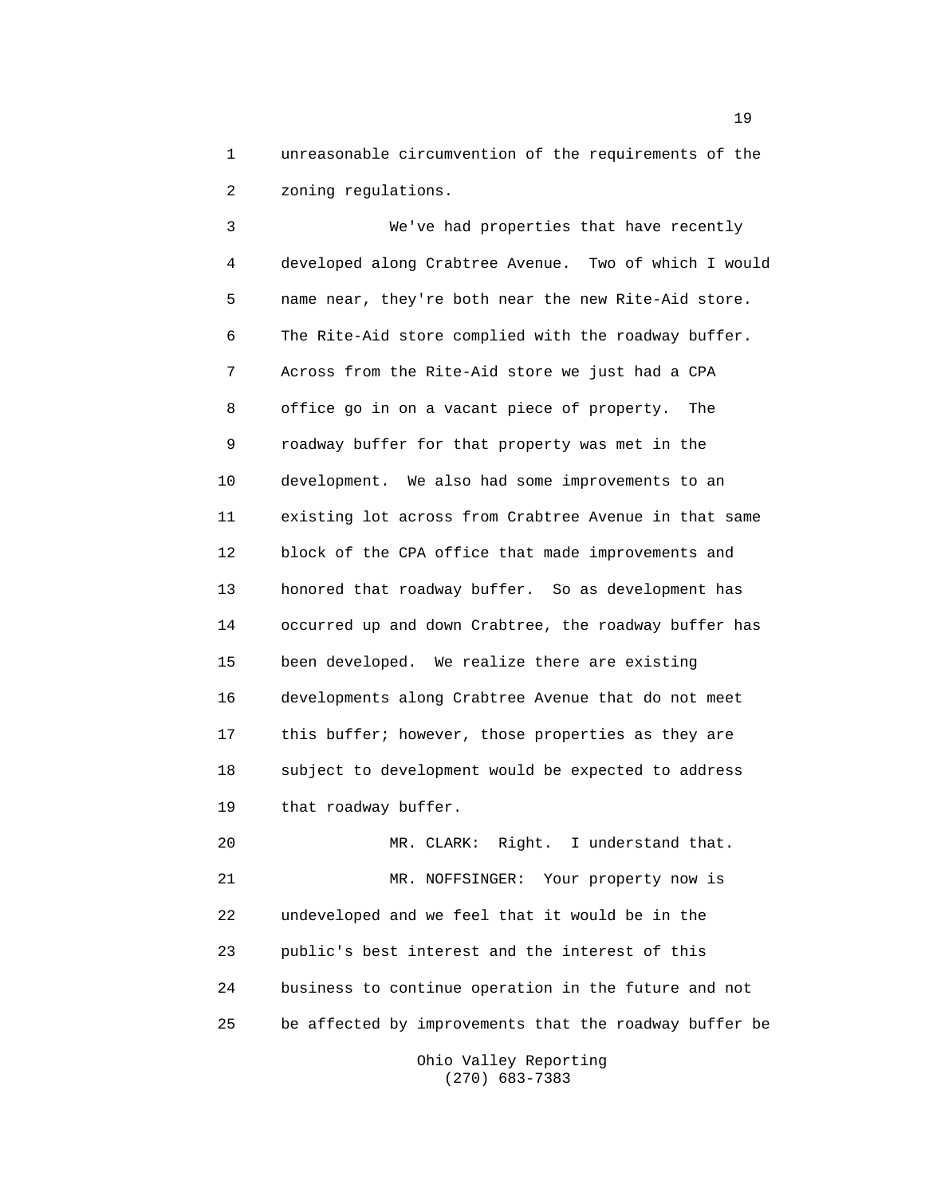unreasonable circumvention of the requirements of the zoning regulations.

We've had properties that have recently developed along Crabtree Avenue. Two of which I would name near, they're both near the new Rite-Aid store. The Rite-Aid store complied with the roadway buffer. Across from the Rite-Aid store we just had a CPA office go in on a vacant piece of property. The roadway buffer for that property was met in the development. We also had some improvements to an existing lot across from Crabtree Avenue in that same block of the CPA office that made improvements and honored that roadway buffer. So as development has occurred up and down Crabtree, the roadway buffer has been developed. We realize there are existing developments along Crabtree Avenue that do not meet this buffer; however, those properties as they are subject to development would be expected to address that roadway buffer.

MR. CLARK: Right. I understand that.

MR. NOFFSINGER: Your property now is undeveloped and we feel that it would be in the public's best interest and the interest of this business to continue operation in the future and not be affected by improvements that the roadway buffer be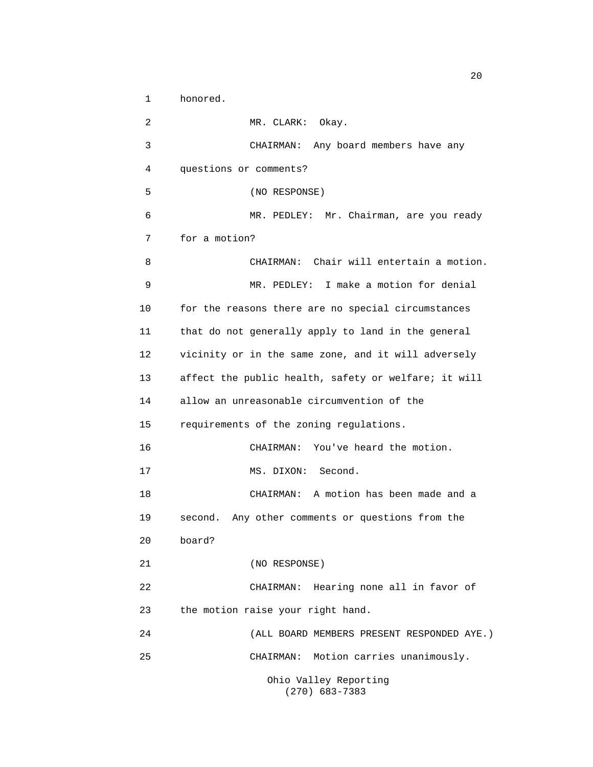1 honored.

2 MR. CLARK: Okay.

3 CHAIRMAN: Any board members have any

4 questions or comments?

5 (NO RESPONSE)

6 MR. PEDLEY: Mr. Chairman, are you ready

7 for a motion?

8 CHAIRMAN: Chair will entertain a motion.

9 MR. PEDLEY: I make a motion for denial

10 for the reasons there are no special circumstances

11 that do not generally apply to land in the general

12 vicinity or in the same zone, and it will adversely

13 affect the public health, safety or welfare; it will

14 allow an unreasonable circumvention of the

15 requirements of the zoning regulations.

16 CHAIRMAN: You've heard the motion.

17 MS. DIXON: Second.

18 CHAIRMAN: A motion has been made and a

19 second. Any other comments or questions from the

20 board?

21 (NO RESPONSE)

22 CHAIRMAN: Hearing none all in favor of

23 the motion raise your right hand.

24 (ALL BOARD MEMBERS PRESENT RESPONDED AYE.)

25 CHAIRMAN: Motion carries unanimously.

Ohio Valley Reporting
(270) 683-7383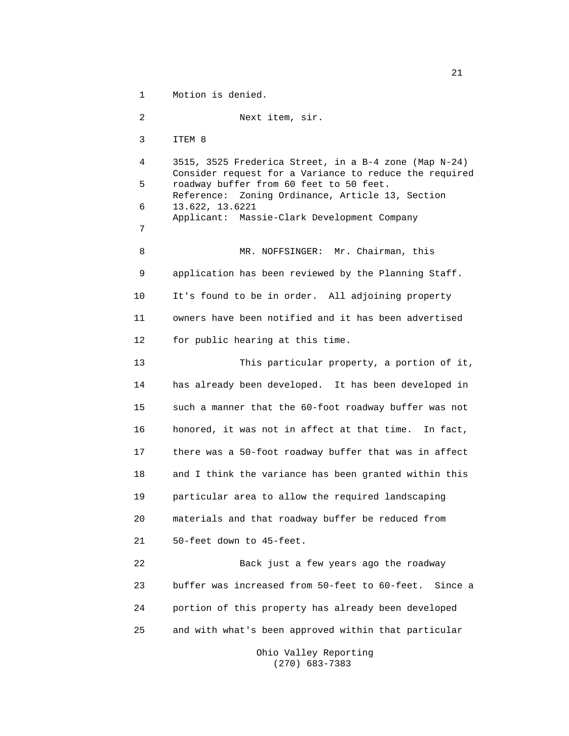Motion is denied.

Next item, sir.

ITEM 8

3515, 3525 Frederica Street, in a B-4 zone (Map N-24)
Consider request for a Variance to reduce the required roadway buffer from 60 feet to 50 feet.
Reference: Zoning Ordinance, Article 13, Section 13.622, 13.6221
Applicant: Massie-Clark Development Company

MR. NOFFSINGER: Mr. Chairman, this application has been reviewed by the Planning Staff. It's found to be in order. All adjoining property owners have been notified and it has been advertised for public hearing at this time.

This particular property, a portion of it, has already been developed. It has been developed in such a manner that the 60-foot roadway buffer was not honored, it was not in affect at that time. In fact, there was a 50-foot roadway buffer that was in affect and I think the variance has been granted within this particular area to allow the required landscaping materials and that roadway buffer be reduced from 50-feet down to 45-feet.

Back just a few years ago the roadway buffer was increased from 50-feet to 60-feet. Since a portion of this property has already been developed and with what's been approved within that particular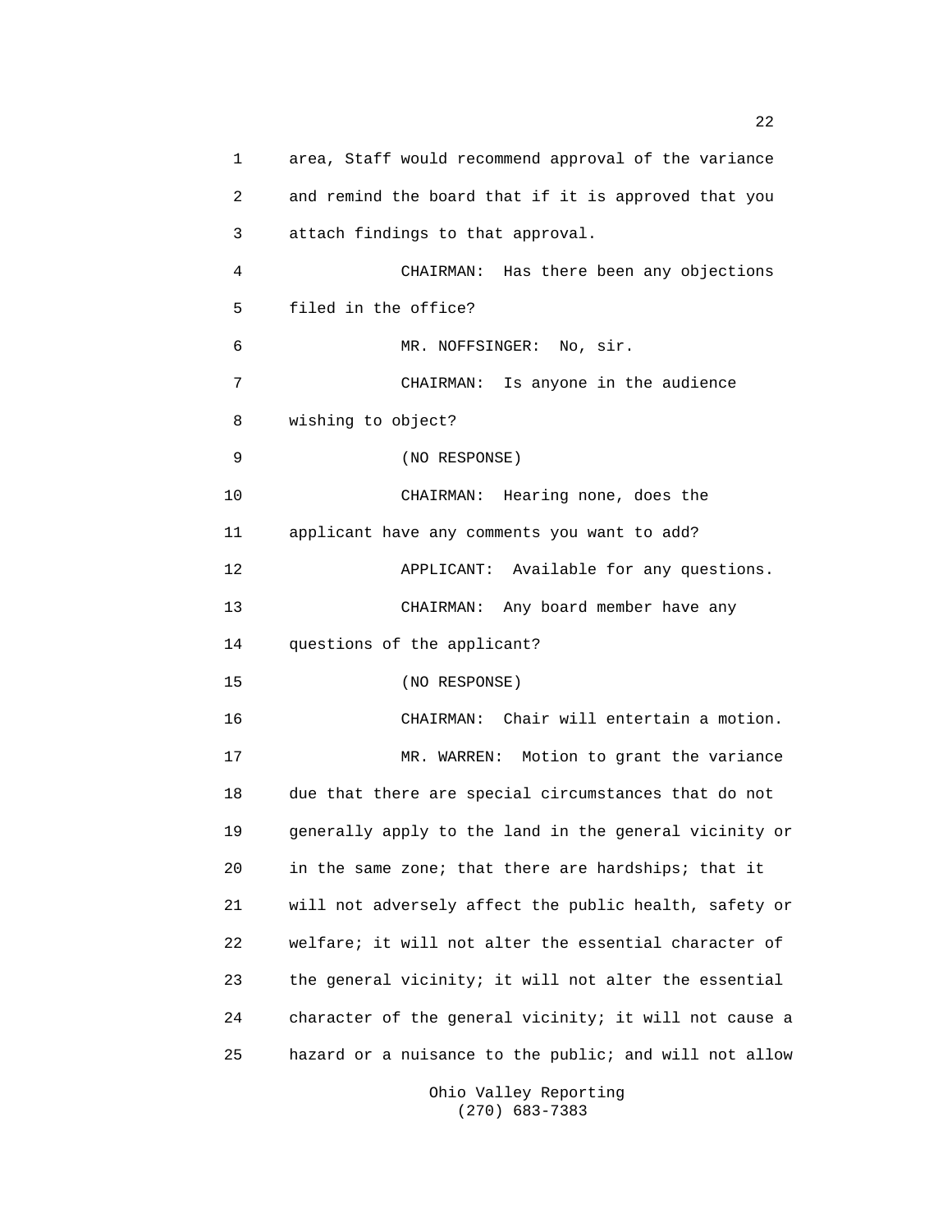area, Staff would recommend approval of the variance and remind the board that if it is approved that you attach findings to that approval.

CHAIRMAN: Has there been any objections filed in the office?

MR. NOFFSINGER: No, sir.

CHAIRMAN: Is anyone in the audience wishing to object?

(NO RESPONSE)

CHAIRMAN: Hearing none, does the applicant have any comments you want to add?

APPLICANT: Available for any questions.

CHAIRMAN: Any board member have any questions of the applicant?

(NO RESPONSE)

CHAIRMAN: Chair will entertain a motion.

MR. WARREN: Motion to grant the variance due that there are special circumstances that do not generally apply to the land in the general vicinity or in the same zone; that there are hardships; that it will not adversely affect the public health, safety or welfare; it will not alter the essential character of the general vicinity; it will not alter the essential character of the general vicinity; it will not cause a hazard or a nuisance to the public; and will not allow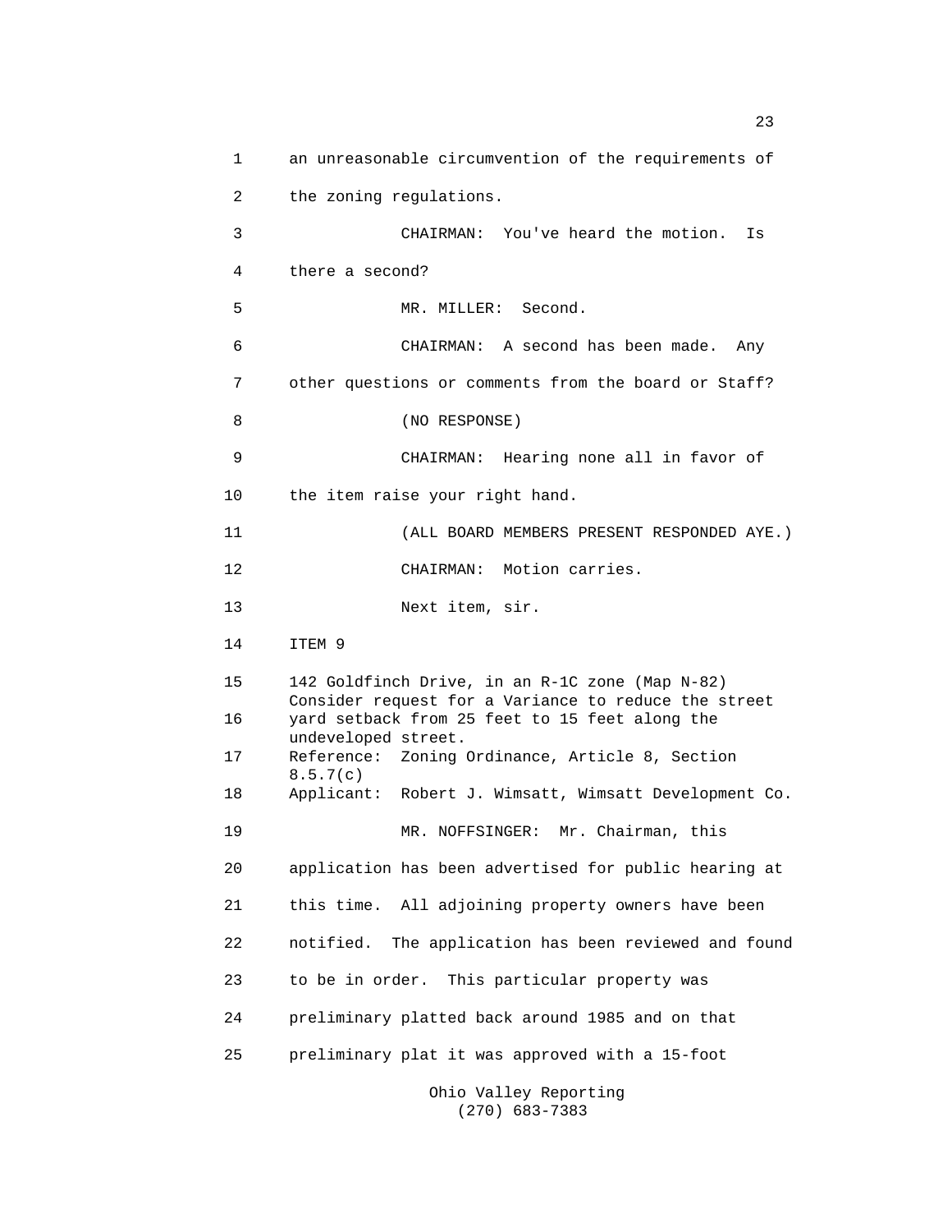1 an unreasonable circumvention of the requirements of
2 the zoning regulations.
3 CHAIRMAN: You've heard the motion. Is
4 there a second?
5 MR. MILLER: Second.
6 CHAIRMAN: A second has been made. Any
7 other questions or comments from the board or Staff?
8 (NO RESPONSE)
9 CHAIRMAN: Hearing none all in favor of
10 the item raise your right hand.
11 (ALL BOARD MEMBERS PRESENT RESPONDED AYE.)
12 CHAIRMAN: Motion carries.
13 Next item, sir.
14 ITEM 9
15 142 Goldfinch Drive, in an R-1C zone (Map N-82)
Consider request for a Variance to reduce the street
16 yard setback from 25 feet to 15 feet along the
undeveloped street.
17 Reference: Zoning Ordinance, Article 8, Section
8.5.7(c)
18 Applicant: Robert J. Wimsatt, Wimsatt Development Co.
19 MR. NOFFSINGER: Mr. Chairman, this
20 application has been advertised for public hearing at
21 this time. All adjoining property owners have been
22 notified. The application has been reviewed and found
23 to be in order. This particular property was
24 preliminary platted back around 1985 and on that
25 preliminary plat it was approved with a 15-foot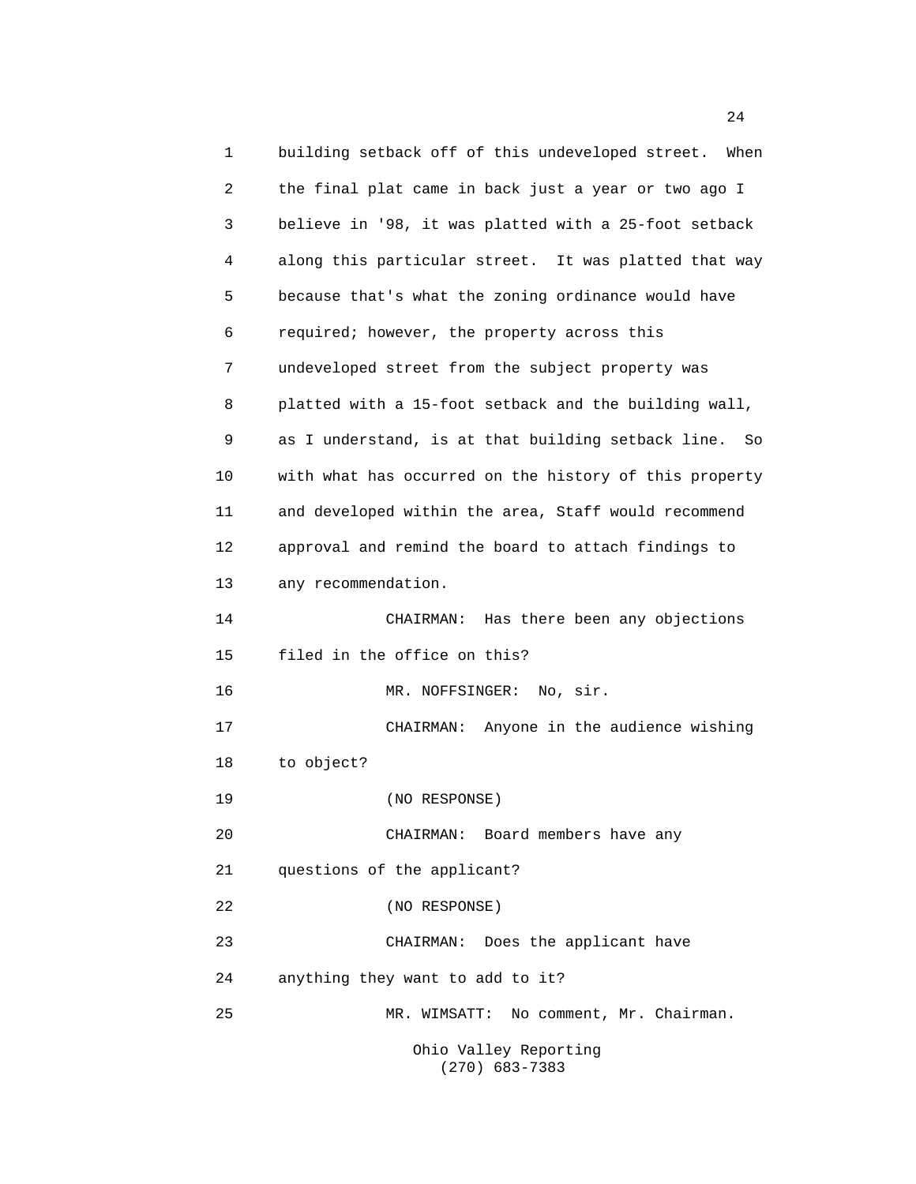1 building setback off of this undeveloped street. When
2 the final plat came in back just a year or two ago I
3 believe in '98, it was platted with a 25-foot setback
4 along this particular street. It was platted that way
5 because that's what the zoning ordinance would have
6 required; however, the property across this
7 undeveloped street from the subject property was
8 platted with a 15-foot setback and the building wall,
9 as I understand, is at that building setback line. So
10 with what has occurred on the history of this property
11 and developed within the area, Staff would recommend
12 approval and remind the board to attach findings to
13 any recommendation.
14 CHAIRMAN: Has there been any objections
15 filed in the office on this?
16 MR. NOFFSINGER: No, sir.
17 CHAIRMAN: Anyone in the audience wishing
18 to object?
19 (NO RESPONSE)
20 CHAIRMAN: Board members have any
21 questions of the applicant?
22 (NO RESPONSE)
23 CHAIRMAN: Does the applicant have
24 anything they want to add to it?
25 MR. WIMSATT: No comment, Mr. Chairman.

Ohio Valley Reporting
(270) 683-7383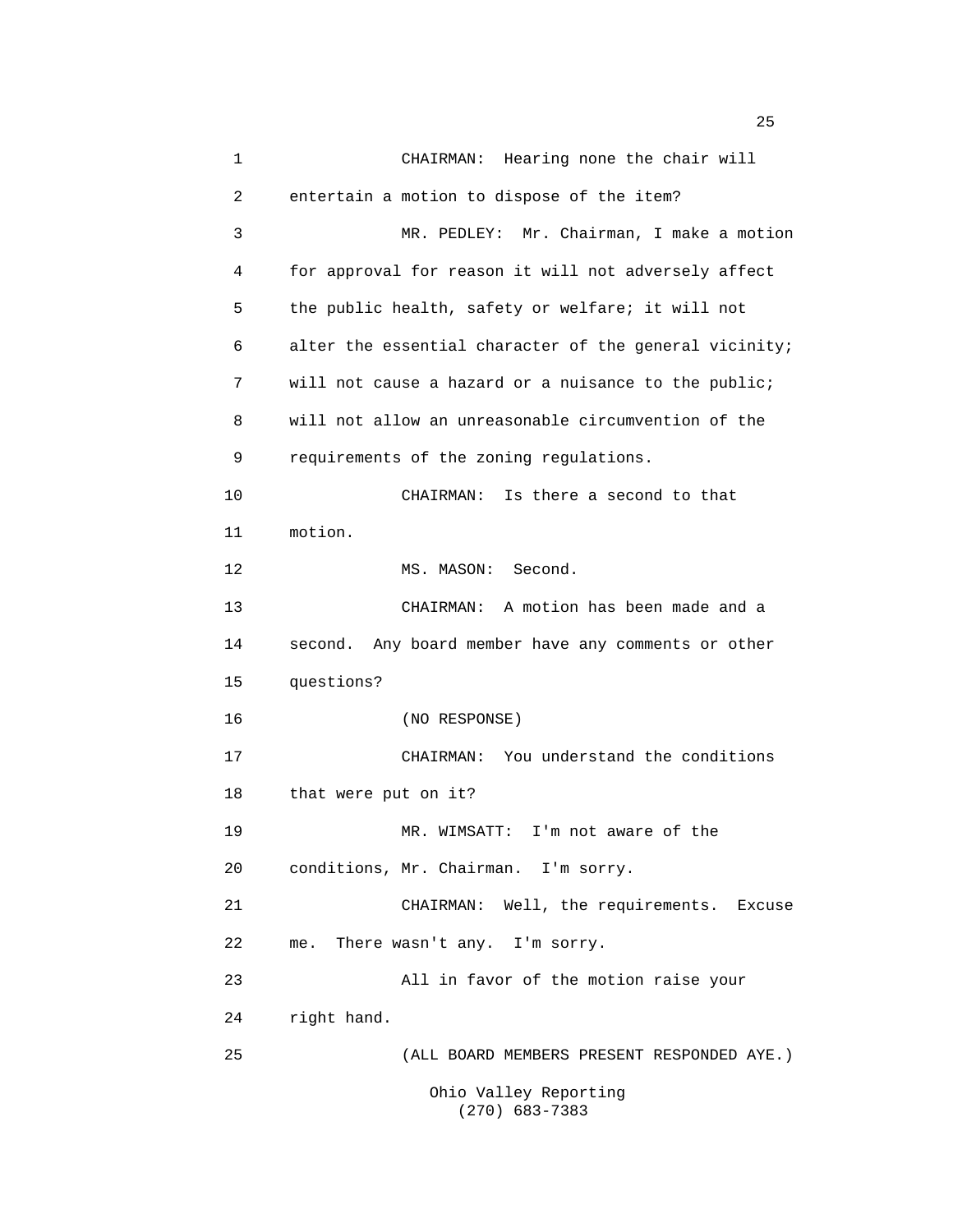1 CHAIRMAN: Hearing none the chair will
2 entertain a motion to dispose of the item?
3 MR. PEDLEY: Mr. Chairman, I make a motion
4 for approval for reason it will not adversely affect
5 the public health, safety or welfare; it will not
6 alter the essential character of the general vicinity;
7 will not cause a hazard or a nuisance to the public;
8 will not allow an unreasonable circumvention of the
9 requirements of the zoning regulations.
10 CHAIRMAN: Is there a second to that
11 motion.
12 MS. MASON: Second.
13 CHAIRMAN: A motion has been made and a
14 second. Any board member have any comments or other
15 questions?
16 (NO RESPONSE)
17 CHAIRMAN: You understand the conditions
18 that were put on it?
19 MR. WIMSATT: I'm not aware of the
20 conditions, Mr. Chairman. I'm sorry.
21 CHAIRMAN: Well, the requirements. Excuse
22 me. There wasn't any. I'm sorry.
23 All in favor of the motion raise your
24 right hand.
25 (ALL BOARD MEMBERS PRESENT RESPONDED AYE.)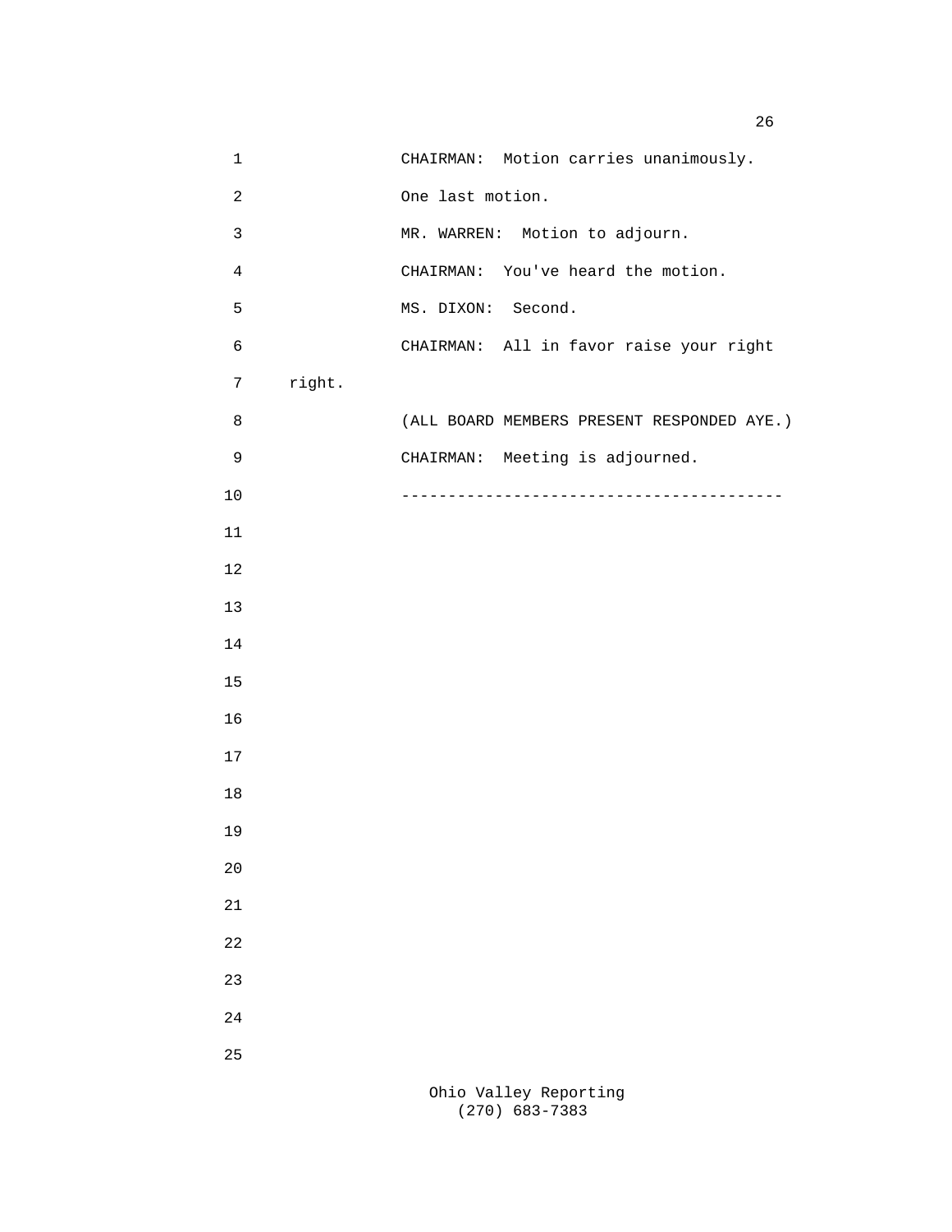CHAIRMAN: Motion carries unanimously.

One last motion.

MR. WARREN: Motion to adjourn.

CHAIRMAN: You've heard the motion.

MS. DIXON: Second.

CHAIRMAN: All in favor raise your right right.

(ALL BOARD MEMBERS PRESENT RESPONDED AYE.)

CHAIRMAN: Meeting is adjourned.

----------------------------------------

Ohio Valley Reporting
(270) 683-7383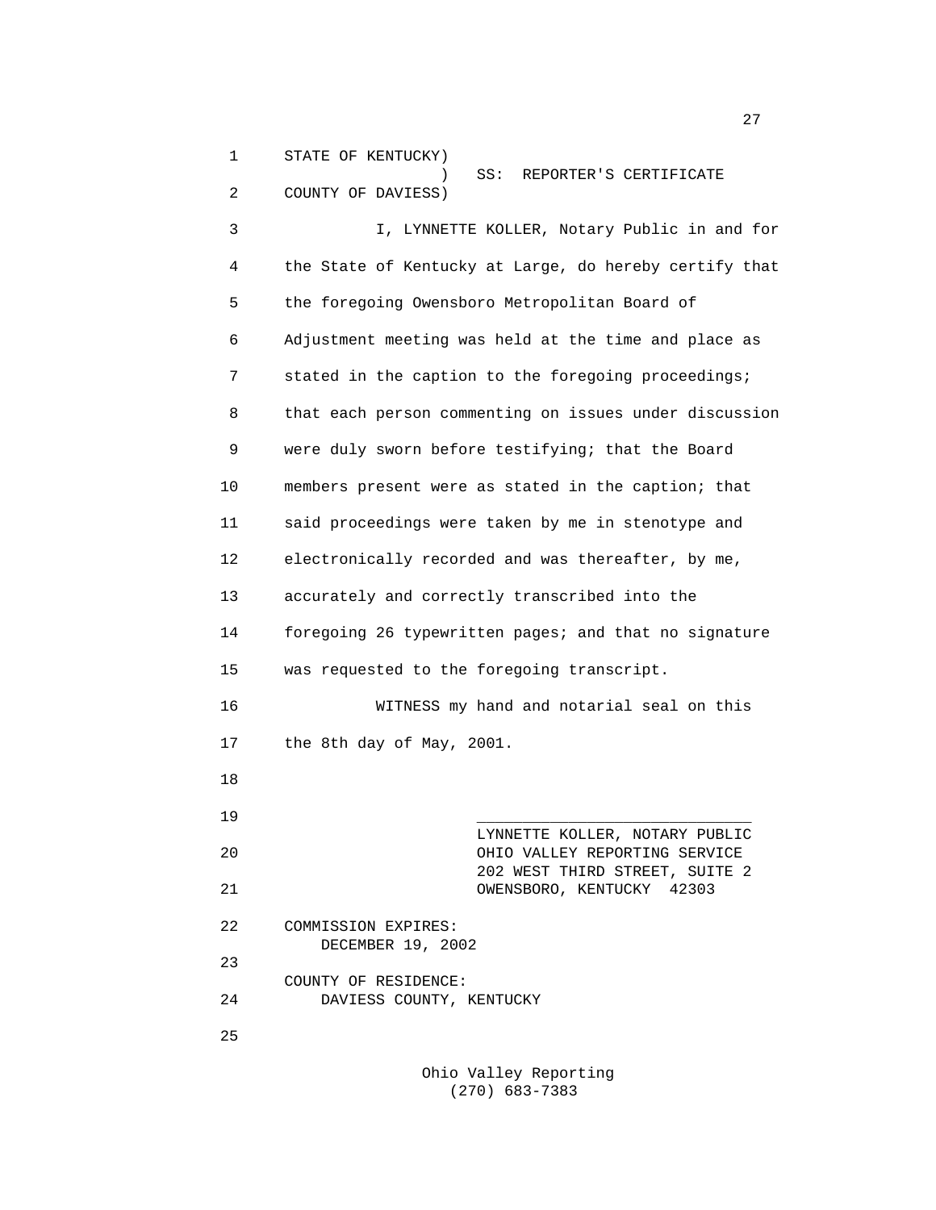STATE OF KENTUCKY)
) SS: REPORTER'S CERTIFICATE
COUNTY OF DAVIESS)

I, LYNNETTE KOLLER, Notary Public in and for the State of Kentucky at Large, do hereby certify that the foregoing Owensboro Metropolitan Board of Adjustment meeting was held at the time and place as stated in the caption to the foregoing proceedings; that each person commenting on issues under discussion were duly sworn before testifying; that the Board members present were as stated in the caption; that said proceedings were taken by me in stenotype and electronically recorded and was thereafter, by me, accurately and correctly transcribed into the foregoing 26 typewritten pages; and that no signature was requested to the foregoing transcript.

WITNESS my hand and notarial seal on this the 8th day of May, 2001.

______________________________
LYNNETTE KOLLER, NOTARY PUBLIC
OHIO VALLEY REPORTING SERVICE
202 WEST THIRD STREET, SUITE 2
OWENSBORO, KENTUCKY 42303

COMMISSION EXPIRES:
DECEMBER 19, 2002

COUNTY OF RESIDENCE:
DAVIESS COUNTY, KENTUCKY